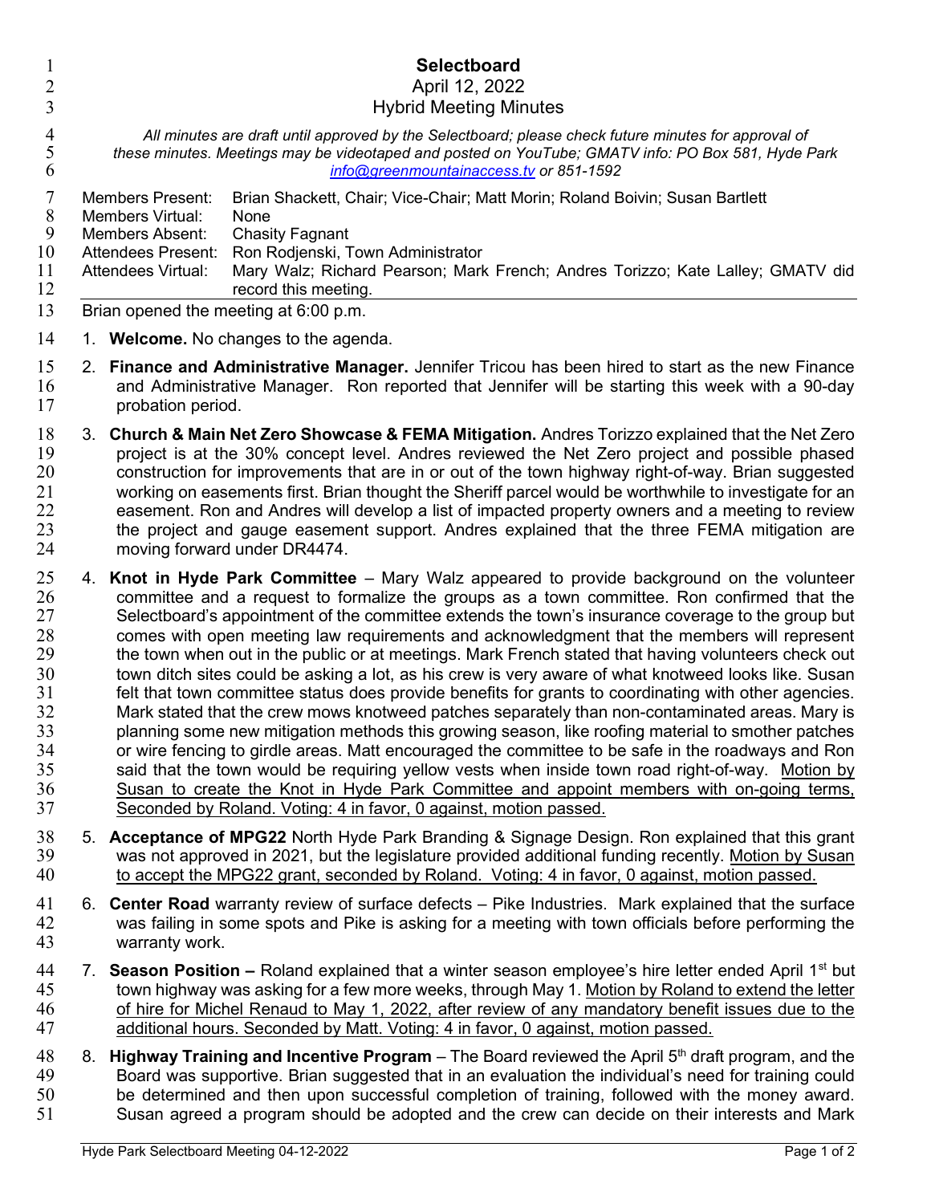# Selectboard

April 12, 2022

Hybrid Meeting Minutes

*All minutes are draft until approved by the Selectboard; please check future minutes for approval of these minutes. Meetings may be videotaped and posted on YouTube; GMATV info: PO Box 581, Hyde Park [info@greenmountainaccess.tv](mailto:info@greenmountainaccess.tv) or 851-1592*

| | |
|---|---|
| Members Present: | Brian Shackett, Chair; Vice-Chair; Matt Morin; Roland Boivin; Susan Bartlett |
| Members Virtual: | None |
| Members Absent: | Chasity Fagnant |
| Attendees Present: | Ron Rodjenski, Town Administrator |
| Attendees Virtual: | Mary Walz; Richard Pearson; Mark French; Andres Torizzo; Kate Lalley; GMATV did record this meeting. |

Brian opened the meeting at 6:00 p.m.

1. **Welcome.** No changes to the agenda.
2. **Finance and Administrative Manager.** Jennifer Tricou has been hired to start as the new Finance and Administrative Manager. Ron reported that Jennifer will be starting this week with a 90-day probation period.
3. **Church & Main Net Zero Showcase & FEMA Mitigation.** Andres Torizzo explained that the Net Zero project is at the 30% concept level. Andres reviewed the Net Zero project and possible phased construction for improvements that are in or out of the town highway right-of-way. Brian suggested working on easements first. Brian thought the Sheriff parcel would be worthwhile to investigate for an easement. Ron and Andres will develop a list of impacted property owners and a meeting to review the project and gauge easement support. Andres explained that the three FEMA mitigation are moving forward under DR4474.
4. **Knot in Hyde Park Committee** – Mary Walz appeared to provide background on the volunteer committee and a request to formalize the groups as a town committee. Ron confirmed that the Selectboard's appointment of the committee extends the town's insurance coverage to the group but comes with open meeting law requirements and acknowledgment that the members will represent the town when out in the public or at meetings. Mark French stated that having volunteers check out town ditch sites could be asking a lot, as his crew is very aware of what knotweed looks like. Susan felt that town committee status does provide benefits for grants to coordinating with other agencies. Mark stated that the crew mows knotweed patches separately than non-contaminated areas. Mary is planning some new mitigation methods this growing season, like roofing material to smother patches or wire fencing to girdle areas. Matt encouraged the committee to be safe in the roadways and Ron said that the town would be requiring yellow vests when inside town road right-of-way. <u>Motion by Susan to create the Knot in Hyde Park Committee and appoint members with on-going terms, Seconded by Roland. Voting: 4 in favor, 0 against, motion passed.</u>
5. **Acceptance of MPG22** North Hyde Park Branding & Signage Design. Ron explained that this grant was not approved in 2021, but the legislature provided additional funding recently. <u>Motion by Susan to accept the MPG22 grant, seconded by Roland. Voting: 4 in favor, 0 against, motion passed.</u>
6. **Center Road** warranty review of surface defects – Pike Industries. Mark explained that the surface was failing in some spots and Pike is asking for a meeting with town officials before performing the warranty work.
7. **Season Position –** Roland explained that a winter season employee's hire letter ended April 1st but town highway was asking for a few more weeks, through May 1. <u>Motion by Roland to extend the letter of hire for Michel Renaud to May 1, 2022, after review of any mandatory benefit issues due to the additional hours. Seconded by Matt. Voting: 4 in favor, 0 against, motion passed.</u>
8. **Highway Training and Incentive Program** – The Board reviewed the April 5th draft program, and the Board was supportive. Brian suggested that in an evaluation the individual's need for training could be determined and then upon successful completion of training, followed with the money award. Susan agreed a program should be adopted and the crew can decide on their interests and Mark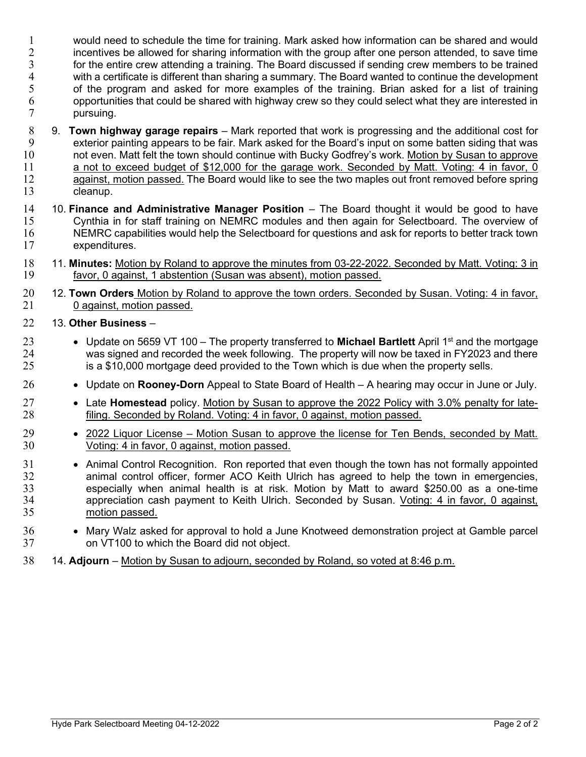would need to schedule the time for training. Mark asked how information can be shared and would incentives be allowed for sharing information with the group after one person attended, to save time for the entire crew attending a training. The Board discussed if sending crew members to be trained with a certificate is different than sharing a summary. The Board wanted to continue the development of the program and asked for more examples of the training. Brian asked for a list of training opportunities that could be shared with highway crew so they could select what they are interested in pursuing.

9. **Town highway garage repairs** – Mark reported that work is progressing and the additional cost for exterior painting appears to be fair. Mark asked for the Board's input on some batten siding that was not even. Matt felt the town should continue with Bucky Godfrey's work. Motion by Susan to approve a not to exceed budget of $12,000 for the garage work. Seconded by Matt. Voting: 4 in favor, 0 against, motion passed. The Board would like to see the two maples out front removed before spring cleanup.

10. **Finance and Administrative Manager Position** – The Board thought it would be good to have Cynthia in for staff training on NEMRC modules and then again for Selectboard. The overview of NEMRC capabilities would help the Selectboard for questions and ask for reports to better track town expenditures.

11. **Minutes:** Motion by Roland to approve the minutes from 03-22-2022. Seconded by Matt. Voting: 3 in favor, 0 against, 1 abstention (Susan was absent), motion passed.

12. **Town Orders** Motion by Roland to approve the town orders. Seconded by Susan. Voting: 4 in favor, 0 against, motion passed.

13. **Other Business** –

- Update on 5659 VT 100 – The property transferred to **Michael Bartlett** April 1st and the mortgage was signed and recorded the week following. The property will now be taxed in FY2023 and there is a $10,000 mortgage deed provided to the Town which is due when the property sells.
- Update on **Rooney-Dorn** Appeal to State Board of Health – A hearing may occur in June or July.
- Late **Homestead** policy. Motion by Susan to approve the 2022 Policy with 3.0% penalty for late-filing. Seconded by Roland. Voting: 4 in favor, 0 against, motion passed.
- 2022 Liquor License – Motion Susan to approve the license for Ten Bends, seconded by Matt. Voting: 4 in favor, 0 against, motion passed.
- Animal Control Recognition. Ron reported that even though the town has not formally appointed animal control officer, former ACO Keith Ulrich has agreed to help the town in emergencies, especially when animal health is at risk. Motion by Matt to award $250.00 as a one-time appreciation cash payment to Keith Ulrich. Seconded by Susan. Voting: 4 in favor, 0 against, motion passed.
- Mary Walz asked for approval to hold a June Knotweed demonstration project at Gamble parcel on VT100 to which the Board did not object.

14. **Adjourn** – Motion by Susan to adjourn, seconded by Roland, so voted at 8:46 p.m.